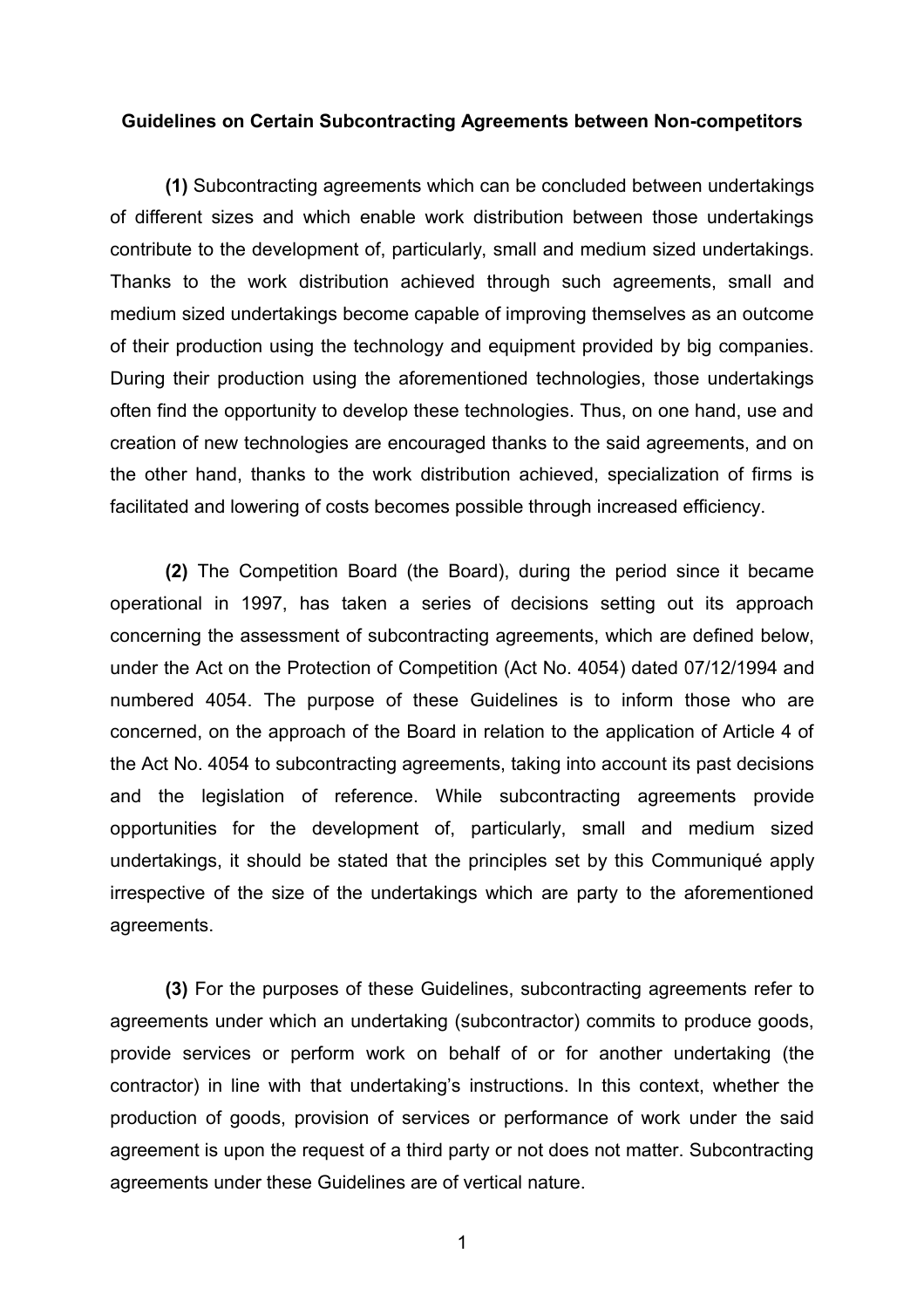**Guidelines on Certain Subcontracting Agreements between Non-competitors**

**(1)** Subcontracting agreements which can be concluded between undertakings of different sizes and which enable work distribution between those undertakings contribute to the development of, particularly, small and medium sized undertakings. Thanks to the work distribution achieved through such agreements, small and medium sized undertakings become capable of improving themselves as an outcome of their production using the technology and equipment provided by big companies. During their production using the aforementioned technologies, those undertakings often find the opportunity to develop these technologies. Thus, on one hand, use and creation of new technologies are encouraged thanks to the said agreements, and on the other hand, thanks to the work distribution achieved, specialization of firms is facilitated and lowering of costs becomes possible through increased efficiency.

**(2)** The Competition Board (the Board), during the period since it became operational in 1997, has taken a series of decisions setting out its approach concerning the assessment of subcontracting agreements, which are defined below, under the Act on the Protection of Competition (Act No. 4054) dated 07/12/1994 and numbered 4054. The purpose of these Guidelines is to inform those who are concerned, on the approach of the Board in relation to the application of Article 4 of the Act No. 4054 to subcontracting agreements, taking into account its past decisions and the legislation of reference. While subcontracting agreements provide opportunities for the development of, particularly, small and medium sized undertakings, it should be stated that the principles set by this Communiqué apply irrespective of the size of the undertakings which are party to the aforementioned agreements.

**(3)** For the purposes of these Guidelines, subcontracting agreements refer to agreements under which an undertaking (subcontractor) commits to produce goods, provide services or perform work on behalf of or for another undertaking (the contractor) in line with that undertaking's instructions. In this context, whether the production of goods, provision of services or performance of work under the said agreement is upon the request of a third party or not does not matter. Subcontracting agreements under these Guidelines are of vertical nature.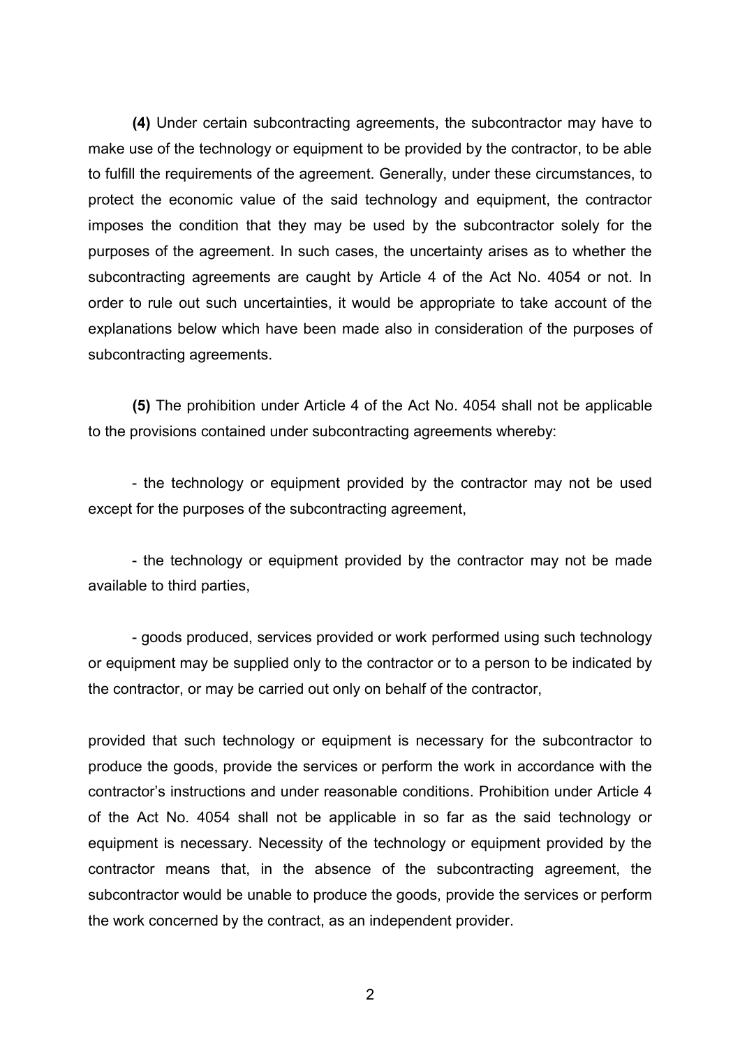**(4)** Under certain subcontracting agreements, the subcontractor may have to make use of the technology or equipment to be provided by the contractor, to be able to fulfill the requirements of the agreement. Generally, under these circumstances, to protect the economic value of the said technology and equipment, the contractor imposes the condition that they may be used by the subcontractor solely for the purposes of the agreement. In such cases, the uncertainty arises as to whether the subcontracting agreements are caught by Article 4 of the Act No. 4054 or not. In order to rule out such uncertainties, it would be appropriate to take account of the explanations below which have been made also in consideration of the purposes of subcontracting agreements.

**(5)** The prohibition under Article 4 of the Act No. 4054 shall not be applicable to the provisions contained under subcontracting agreements whereby:

- the technology or equipment provided by the contractor may not be used except for the purposes of the subcontracting agreement,

- the technology or equipment provided by the contractor may not be made available to third parties,

- goods produced, services provided or work performed using such technology or equipment may be supplied only to the contractor or to a person to be indicated by the contractor, or may be carried out only on behalf of the contractor,

provided that such technology or equipment is necessary for the subcontractor to produce the goods, provide the services or perform the work in accordance with the contractor's instructions and under reasonable conditions. Prohibition under Article 4 of the Act No. 4054 shall not be applicable in so far as the said technology or equipment is necessary. Necessity of the technology or equipment provided by the contractor means that, in the absence of the subcontracting agreement, the subcontractor would be unable to produce the goods, provide the services or perform the work concerned by the contract, as an independent provider.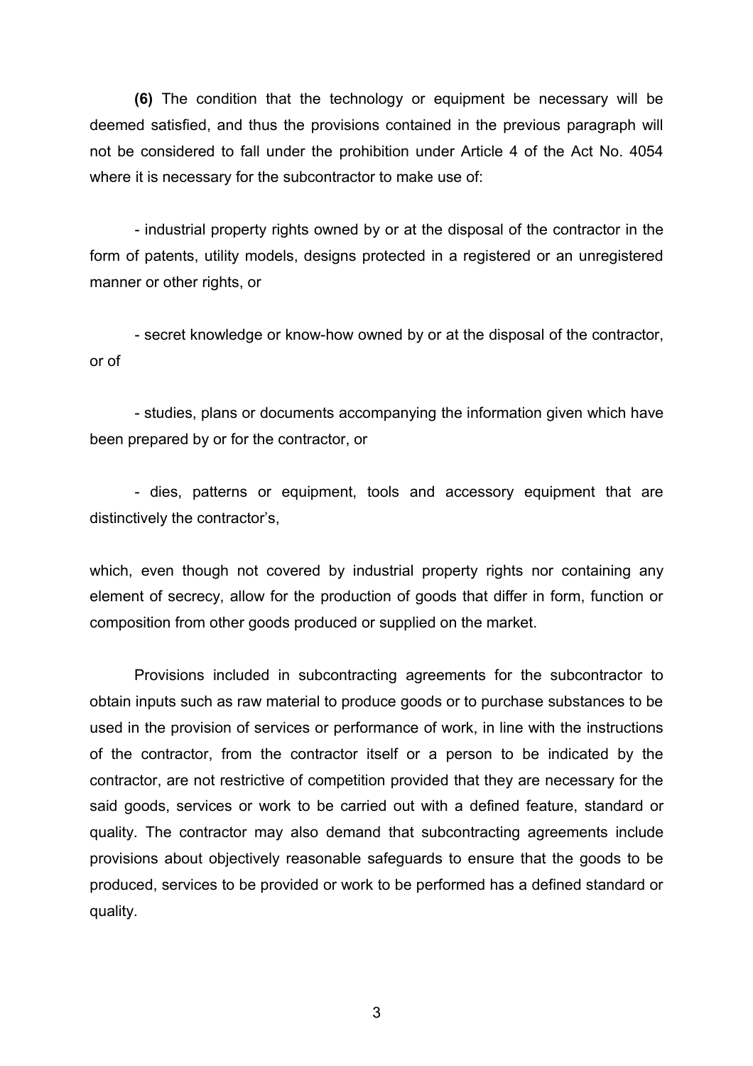**(6)** The condition that the technology or equipment be necessary will be deemed satisfied, and thus the provisions contained in the previous paragraph will not be considered to fall under the prohibition under Article 4 of the Act No. 4054 where it is necessary for the subcontractor to make use of:

- industrial property rights owned by or at the disposal of the contractor in the form of patents, utility models, designs protected in a registered or an unregistered manner or other rights, or

- secret knowledge or know-how owned by or at the disposal of the contractor, or of

- studies, plans or documents accompanying the information given which have been prepared by or for the contractor, or

- dies, patterns or equipment, tools and accessory equipment that are distinctively the contractor's,

which, even though not covered by industrial property rights nor containing any element of secrecy, allow for the production of goods that differ in form, function or composition from other goods produced or supplied on the market.

Provisions included in subcontracting agreements for the subcontractor to obtain inputs such as raw material to produce goods or to purchase substances to be used in the provision of services or performance of work, in line with the instructions of the contractor, from the contractor itself or a person to be indicated by the contractor, are not restrictive of competition provided that they are necessary for the said goods, services or work to be carried out with a defined feature, standard or quality. The contractor may also demand that subcontracting agreements include provisions about objectively reasonable safeguards to ensure that the goods to be produced, services to be provided or work to be performed has a defined standard or quality.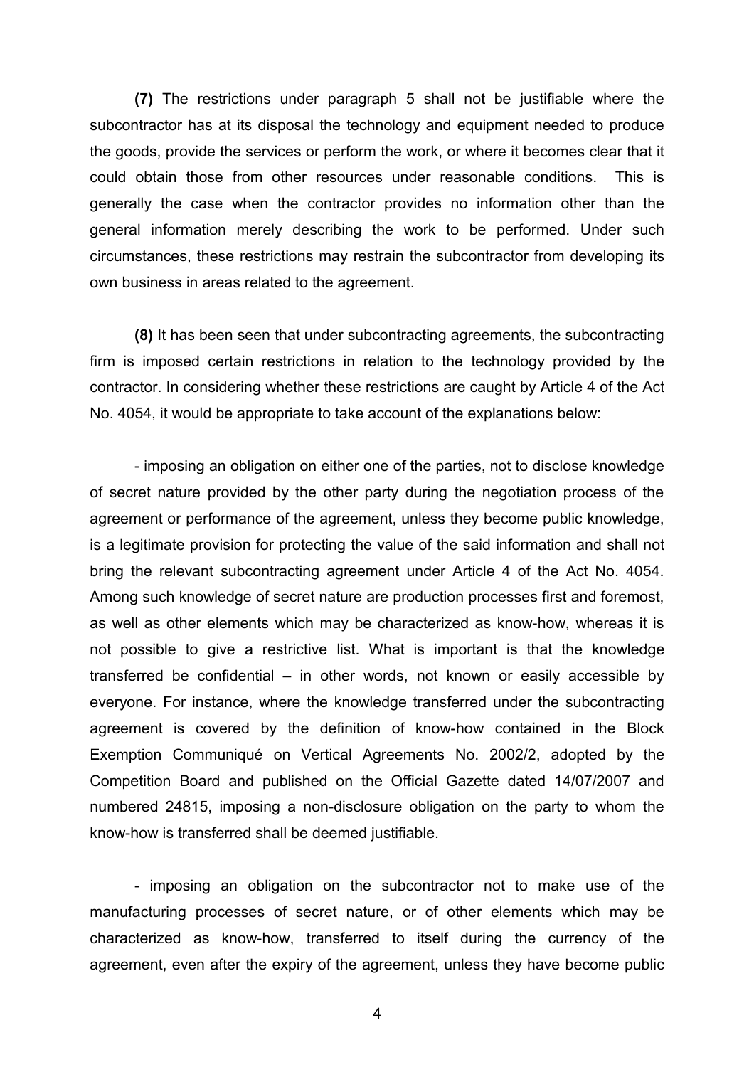**(7)** The restrictions under paragraph 5 shall not be justifiable where the subcontractor has at its disposal the technology and equipment needed to produce the goods, provide the services or perform the work, or where it becomes clear that it could obtain those from other resources under reasonable conditions. This is generally the case when the contractor provides no information other than the general information merely describing the work to be performed. Under such circumstances, these restrictions may restrain the subcontractor from developing its own business in areas related to the agreement.

**(8)** It has been seen that under subcontracting agreements, the subcontracting firm is imposed certain restrictions in relation to the technology provided by the contractor. In considering whether these restrictions are caught by Article 4 of the Act No. 4054, it would be appropriate to take account of the explanations below:

- imposing an obligation on either one of the parties, not to disclose knowledge of secret nature provided by the other party during the negotiation process of the agreement or performance of the agreement, unless they become public knowledge, is a legitimate provision for protecting the value of the said information and shall not bring the relevant subcontracting agreement under Article 4 of the Act No. 4054. Among such knowledge of secret nature are production processes first and foremost, as well as other elements which may be characterized as know-how, whereas it is not possible to give a restrictive list. What is important is that the knowledge transferred be confidential – in other words, not known or easily accessible by everyone. For instance, where the knowledge transferred under the subcontracting agreement is covered by the definition of know-how contained in the Block Exemption Communiqué on Vertical Agreements No. 2002/2, adopted by the Competition Board and published on the Official Gazette dated 14/07/2007 and numbered 24815, imposing a non-disclosure obligation on the party to whom the know-how is transferred shall be deemed justifiable.

- imposing an obligation on the subcontractor not to make use of the manufacturing processes of secret nature, or of other elements which may be characterized as know-how, transferred to itself during the currency of the agreement, even after the expiry of the agreement, unless they have become public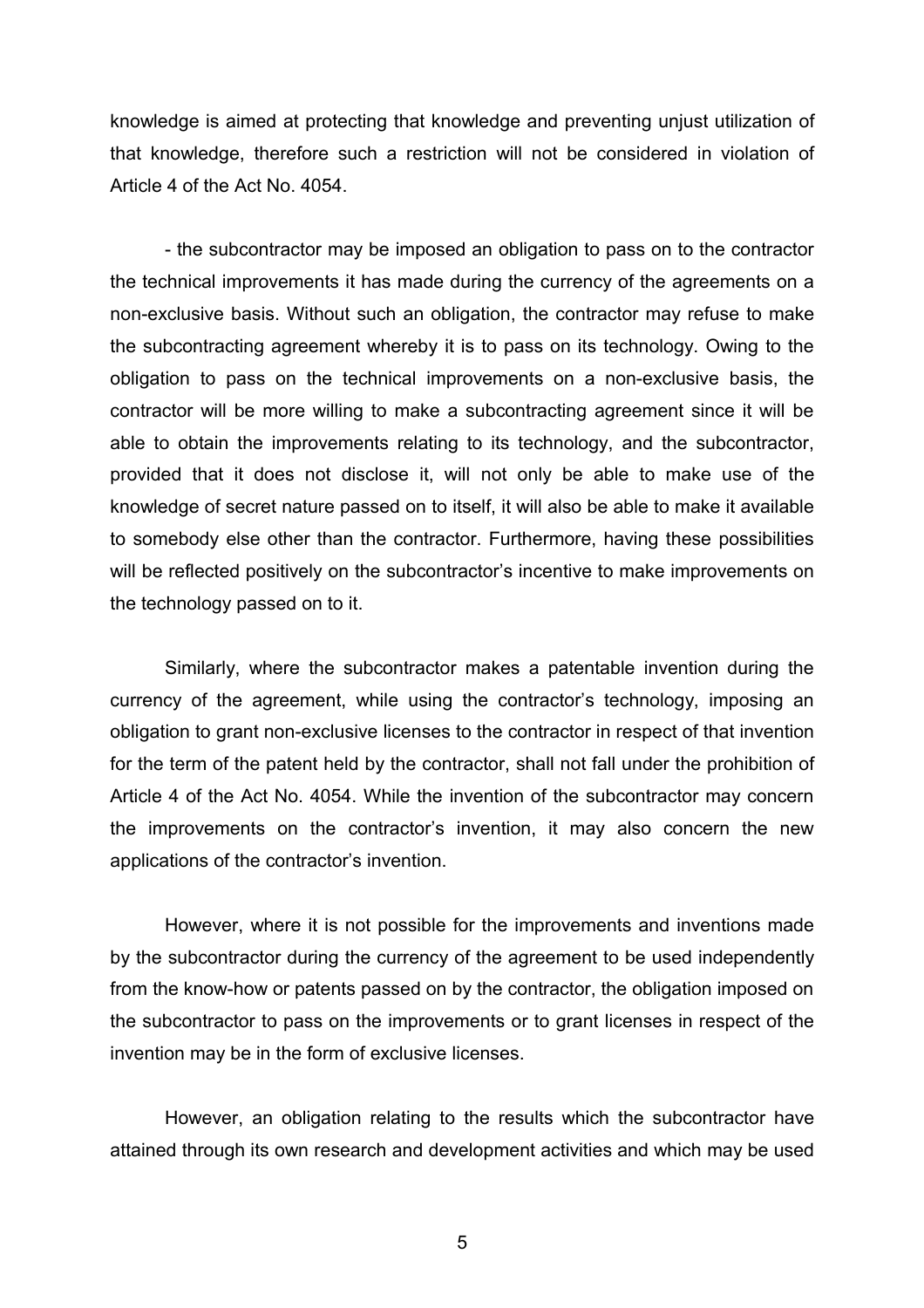knowledge is aimed at protecting that knowledge and preventing unjust utilization of that knowledge, therefore such a restriction will not be considered in violation of Article 4 of the Act No. 4054.

- the subcontractor may be imposed an obligation to pass on to the contractor the technical improvements it has made during the currency of the agreements on a non-exclusive basis. Without such an obligation, the contractor may refuse to make the subcontracting agreement whereby it is to pass on its technology. Owing to the obligation to pass on the technical improvements on a non-exclusive basis, the contractor will be more willing to make a subcontracting agreement since it will be able to obtain the improvements relating to its technology, and the subcontractor, provided that it does not disclose it, will not only be able to make use of the knowledge of secret nature passed on to itself, it will also be able to make it available to somebody else other than the contractor. Furthermore, having these possibilities will be reflected positively on the subcontractor's incentive to make improvements on the technology passed on to it.

Similarly, where the subcontractor makes a patentable invention during the currency of the agreement, while using the contractor's technology, imposing an obligation to grant non-exclusive licenses to the contractor in respect of that invention for the term of the patent held by the contractor, shall not fall under the prohibition of Article 4 of the Act No. 4054. While the invention of the subcontractor may concern the improvements on the contractor's invention, it may also concern the new applications of the contractor's invention.

However, where it is not possible for the improvements and inventions made by the subcontractor during the currency of the agreement to be used independently from the know-how or patents passed on by the contractor, the obligation imposed on the subcontractor to pass on the improvements or to grant licenses in respect of the invention may be in the form of exclusive licenses.

However, an obligation relating to the results which the subcontractor have attained through its own research and development activities and which may be used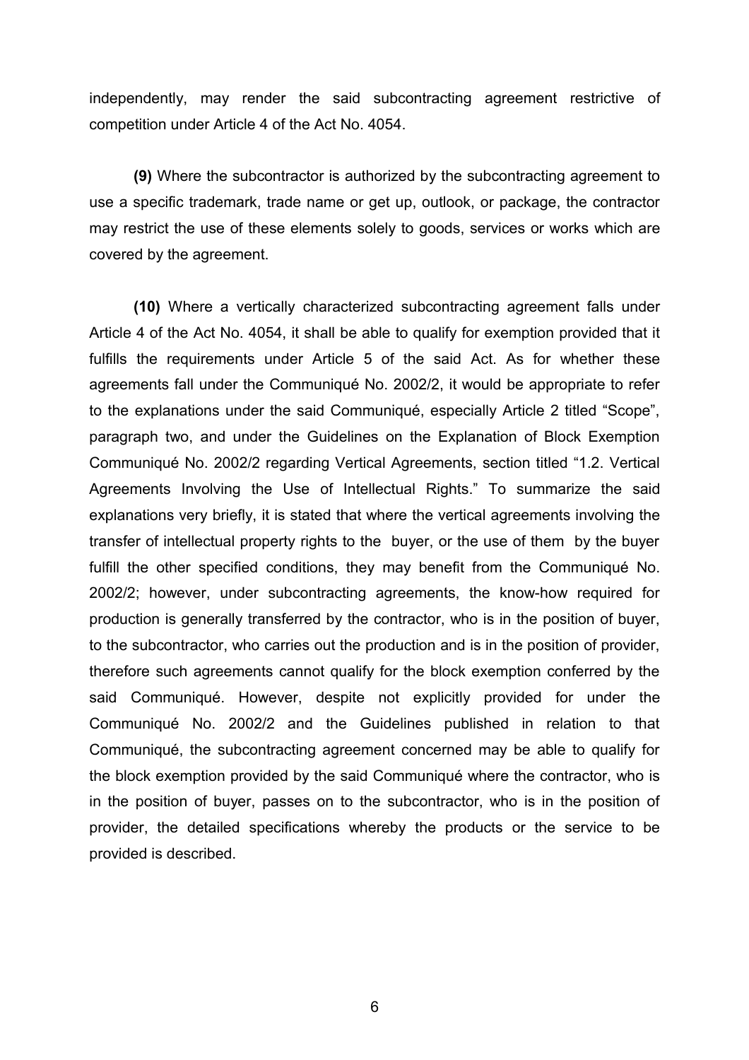independently, may render the said subcontracting agreement restrictive of competition under Article 4 of the Act No. 4054.

**(9)** Where the subcontractor is authorized by the subcontracting agreement to use a specific trademark, trade name or get up, outlook, or package, the contractor may restrict the use of these elements solely to goods, services or works which are covered by the agreement.

**(10)** Where a vertically characterized subcontracting agreement falls under Article 4 of the Act No. 4054, it shall be able to qualify for exemption provided that it fulfills the requirements under Article 5 of the said Act. As for whether these agreements fall under the Communiqué No. 2002/2, it would be appropriate to refer to the explanations under the said Communiqué, especially Article 2 titled "Scope", paragraph two, and under the Guidelines on the Explanation of Block Exemption Communiqué No. 2002/2 regarding Vertical Agreements, section titled "1.2. Vertical Agreements Involving the Use of Intellectual Rights." To summarize the said explanations very briefly, it is stated that where the vertical agreements involving the transfer of intellectual property rights to the buyer, or the use of them by the buyer fulfill the other specified conditions, they may benefit from the Communiqué No. 2002/2; however, under subcontracting agreements, the know-how required for production is generally transferred by the contractor, who is in the position of buyer, to the subcontractor, who carries out the production and is in the position of provider, therefore such agreements cannot qualify for the block exemption conferred by the said Communiqué. However, despite not explicitly provided for under the Communiqué No. 2002/2 and the Guidelines published in relation to that Communiqué, the subcontracting agreement concerned may be able to qualify for the block exemption provided by the said Communiqué where the contractor, who is in the position of buyer, passes on to the subcontractor, who is in the position of provider, the detailed specifications whereby the products or the service to be provided is described.